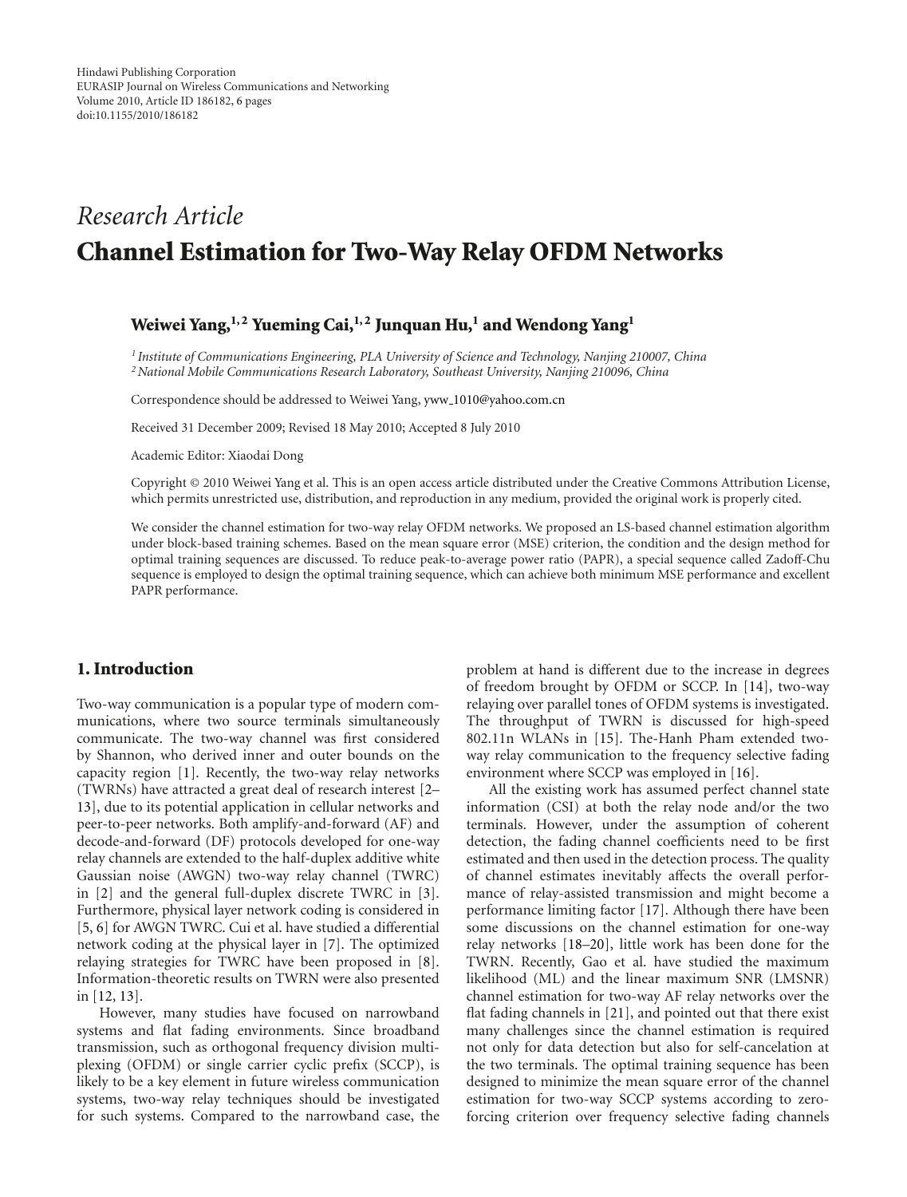Hindawi Publishing Corporation
EURASIP Journal on Wireless Communications and Networking
Volume 2010, Article ID 186182, 6 pages
doi:10.1155/2010/186182

*Research Article*

# Channel Estimation for Two-Way Relay OFDM Networks

**Weiwei Yang,[1,2] Yueming Cai,[1,2] Junquan Hu,[1] and Wendong Yang[1]**

[1] *Institute of Communications Engineering, PLA University of Science and Technology, Nanjing 210007, China*
[2] *National Mobile Communications Research Laboratory, Southeast University, Nanjing 210096, China*

Correspondence should be addressed to Weiwei Yang, yww_1010@yahoo.com.cn

Received 31 December 2009; Revised 18 May 2010; Accepted 8 July 2010

Academic Editor: Xiaodai Dong

Copyright © 2010 Weiwei Yang et al. This is an open access article distributed under the Creative Commons Attribution License, which permits unrestricted use, distribution, and reproduction in any medium, provided the original work is properly cited.

We consider the channel estimation for two-way relay OFDM networks. We proposed an LS-based channel estimation algorithm under block-based training schemes. Based on the mean square error (MSE) criterion, the condition and the design method for optimal training sequences are discussed. To reduce peak-to-average power ratio (PAPR), a special sequence called Zadoff-Chu sequence is employed to design the optimal training sequence, which can achieve both minimum MSE performance and excellent PAPR performance.

## 1. Introduction

Two-way communication is a popular type of modern communications, where two source terminals simultaneously communicate. The two-way channel was first considered by Shannon, who derived inner and outer bounds on the capacity region [1]. Recently, the two-way relay networks (TWRNs) have attracted a great deal of research interest [2–13], due to its potential application in cellular networks and peer-to-peer networks. Both amplify-and-forward (AF) and decode-and-forward (DF) protocols developed for one-way relay channels are extended to the half-duplex additive white Gaussian noise (AWGN) two-way relay channel (TWRC) in [2] and the general full-duplex discrete TWRC in [3]. Furthermore, physical layer network coding is considered in [5, 6] for AWGN TWRC. Cui et al. have studied a differential network coding at the physical layer in [7]. The optimized relaying strategies for TWRC have been proposed in [8]. Information-theoretic results on TWRN were also presented in [12, 13].

However, many studies have focused on narrowband systems and flat fading environments. Since broadband transmission, such as orthogonal frequency division multiplexing (OFDM) or single carrier cyclic prefix (SCCP), is likely to be a key element in future wireless communication systems, two-way relay techniques should be investigated for such systems. Compared to the narrowband case, the problem at hand is different due to the increase in degrees of freedom brought by OFDM or SCCP. In [14], two-way relaying over parallel tones of OFDM systems is investigated. The throughput of TWRN is discussed for high-speed 802.11n WLANs in [15]. The-Hanh Pham extended two-way relay communication to the frequency selective fading environment where SCCP was employed in [16].

All the existing work has assumed perfect channel state information (CSI) at both the relay node and/or the two terminals. However, under the assumption of coherent detection, the fading channel coefficients need to be first estimated and then used in the detection process. The quality of channel estimates inevitably affects the overall performance of relay-assisted transmission and might become a performance limiting factor [17]. Although there have been some discussions on the channel estimation for one-way relay networks [18–20], little work has been done for the TWRN. Recently, Gao et al. have studied the maximum likelihood (ML) and the linear maximum SNR (LMSNR) channel estimation for two-way AF relay networks over the flat fading channels in [21], and pointed out that there exist many challenges since the channel estimation is required not only for data detection but also for self-cancelation at the two terminals. The optimal training sequence has been designed to minimize the mean square error of the channel estimation for two-way SCCP systems according to zero-forcing criterion over frequency selective fading channels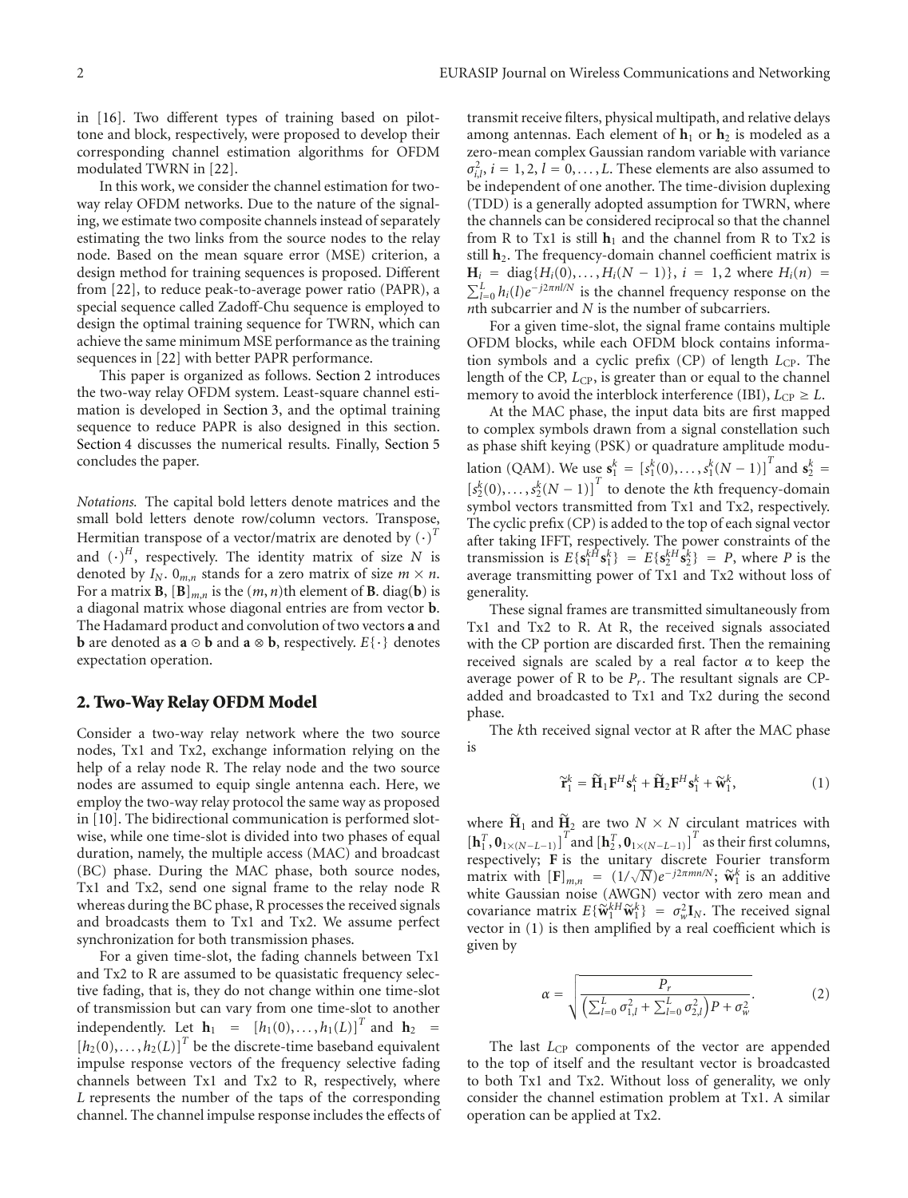in [16]. Two different types of training based on pilot-tone and block, respectively, were proposed to develop their corresponding channel estimation algorithms for OFDM modulated TWRN in [22].

In this work, we consider the channel estimation for two-way relay OFDM networks. Due to the nature of the signaling, we estimate two composite channels instead of separately estimating the two links from the source nodes to the relay node. Based on the mean square error (MSE) criterion, a design method for training sequences is proposed. Different from [22], to reduce peak-to-average power ratio (PAPR), a special sequence called Zadoff-Chu sequence is employed to design the optimal training sequence for TWRN, which can achieve the same minimum MSE performance as the training sequences in [22] with better PAPR performance.

This paper is organized as follows. Section 2 introduces the two-way relay OFDM system. Least-square channel estimation is developed in Section 3, and the optimal training sequence to reduce PAPR is also designed in this section. Section 4 discusses the numerical results. Finally, Section 5 concludes the paper.

*Notations.* The capital bold letters denote matrices and the small bold letters denote row/column vectors. Transpose, Hermitian transpose of a vector/matrix are denoted by $(\cdot)^T$ and $(\cdot)^H$, respectively. The identity matrix of size $N$ is denoted by $I_N$. $0_{m,n}$ stands for a zero matrix of size $m \times n$. For a matrix $\mathbf{B}$, $[\mathbf{B}]_{m,n}$ is the $(m,n)$th element of $\mathbf{B}$. diag($\mathbf{b}$) is a diagonal matrix whose diagonal entries are from vector $\mathbf{b}$. The Hadamard product and convolution of two vectors $\mathbf{a}$ and $\mathbf{b}$ are denoted as $\mathbf{a} \odot \mathbf{b}$ and $\mathbf{a} \otimes \mathbf{b}$, respectively. $E\{\cdot\}$ denotes expectation operation.

## 2. Two-Way Relay OFDM Model

Consider a two-way relay network where the two source nodes, Tx1 and Tx2, exchange information relying on the help of a relay node R. The relay node and the two source nodes are assumed to equip single antenna each. Here, we employ the two-way relay protocol the same way as proposed in [10]. The bidirectional communication is performed slot-wise, while one time-slot is divided into two phases of equal duration, namely, the multiple access (MAC) and broadcast (BC) phase. During the MAC phase, both source nodes, Tx1 and Tx2, send one signal frame to the relay node R whereas during the BC phase, R processes the received signals and broadcasts them to Tx1 and Tx2. We assume perfect synchronization for both transmission phases.

For a given time-slot, the fading channels between Tx1 and Tx2 to R are assumed to be quasistatic frequency selective fading, that is, they do not change within one time-slot of transmission but can vary from one time-slot to another independently. Let $\mathbf{h}_1 = [h_1(0), \ldots, h_1(L)]^T$ and $\mathbf{h}_2 = [h_2(0), \ldots, h_2(L)]^T$ be the discrete-time baseband equivalent impulse response vectors of the frequency selective fading channels between Tx1 and Tx2 to R, respectively, where $L$ represents the number of the taps of the corresponding channel. The channel impulse response includes the effects of transmit receive filters, physical multipath, and relative delays among antennas. Each element of $\mathbf{h}_1$ or $\mathbf{h}_2$ is modeled as a zero-mean complex Gaussian random variable with variance $\sigma_{i,l}^2$, $i = 1, 2$, $l = 0, \ldots, L$. These elements are also assumed to be independent of one another. The time-division duplexing (TDD) is a generally adopted assumption for TWRN, where the channels can be considered reciprocal so that the channel from R to Tx1 is still $\mathbf{h}_1$ and the channel from R to Tx2 is still $\mathbf{h}_2$. The frequency-domain channel coefficient matrix is $\mathbf{H}_i = \text{diag}\{H_i(0), \ldots, H_i(N-1)\}$, $i = 1, 2$ where $H_i(n) = \sum_{l=0}^{L} h_i(l) e^{-j2\pi nl/N}$ is the channel frequency response on the $n$th subcarrier and $N$ is the number of subcarriers.

For a given time-slot, the signal frame contains multiple OFDM blocks, while each OFDM block contains information symbols and a cyclic prefix (CP) of length $L_{\text{CP}}$. The length of the CP, $L_{\text{CP}}$, is greater than or equal to the channel memory to avoid the interblock interference (IBI), $L_{\text{CP}} \geq L$.

At the MAC phase, the input data bits are first mapped to complex symbols drawn from a signal constellation such as phase shift keying (PSK) or quadrature amplitude modulation (QAM). We use $\mathbf{s}_1^k = [s_1^k(0), \ldots, s_1^k(N-1)]^T$ and $\mathbf{s}_2^k = [s_2^k(0), \ldots, s_2^k(N-1)]^T$ to denote the $k$th frequency-domain symbol vectors transmitted from Tx1 and Tx2, respectively. The cyclic prefix (CP) is added to the top of each signal vector after taking IFFT, respectively. The power constraints of the transmission is $E\{\mathbf{s}_1^{kH} \mathbf{s}_1^k\} = E\{\mathbf{s}_2^{kH} \mathbf{s}_2^k\} = P$, where $P$ is the average transmitting power of Tx1 and Tx2 without loss of generality.

These signal frames are transmitted simultaneously from Tx1 and Tx2 to R. At R, the received signals associated with the CP portion are discarded first. Then the remaining received signals are scaled by a real factor $\alpha$ to keep the average power of R to be $P_r$. The resultant signals are CP-added and broadcasted to Tx1 and Tx2 during the second phase.

The $k$th received signal vector at R after the MAC phase is

$$\widetilde{\mathbf{r}}_1^k = \widetilde{\mathbf{H}}_1 \mathbf{F}^H \mathbf{s}_1^k + \widetilde{\mathbf{H}}_2 \mathbf{F}^H \mathbf{s}_1^k + \widetilde{\mathbf{w}}_1^k, \tag{1}$$

where $\widetilde{\mathbf{H}}_1$ and $\widetilde{\mathbf{H}}_2$ are two $N \times N$ circulant matrices with $[\mathbf{h}_1^T, \mathbf{0}_{1\times(N-L-1)}]^T$ and $[\mathbf{h}_2^T, \mathbf{0}_{1\times(N-L-1)}]^T$ as their first columns, respectively; $\mathbf{F}$ is the unitary discrete Fourier transform matrix with $[\mathbf{F}]_{m,n} = (1/\sqrt{N}) e^{-j2\pi mn/N}$; $\widetilde{\mathbf{w}}_1^k$ is an additive white Gaussian noise (AWGN) vector with zero mean and covariance matrix $E\{\widetilde{\mathbf{w}}_1^{kH} \widetilde{\mathbf{w}}_1^k\} = \sigma_w^2 \mathbf{I}_N$. The received signal vector in (1) is then amplified by a real coefficient which is given by

$$\alpha = \sqrt{\frac{P_r}{\left(\sum_{l=0}^{L} \sigma_{1,l}^2 + \sum_{l=0}^{L} \sigma_{2,l}^2\right) P + \sigma_w^2}}. \tag{2}$$

The last $L_{\text{CP}}$ components of the vector are appended to the top of itself and the resultant vector is broadcasted to both Tx1 and Tx2. Without loss of generality, we only consider the channel estimation problem at Tx1. A similar operation can be applied at Tx2.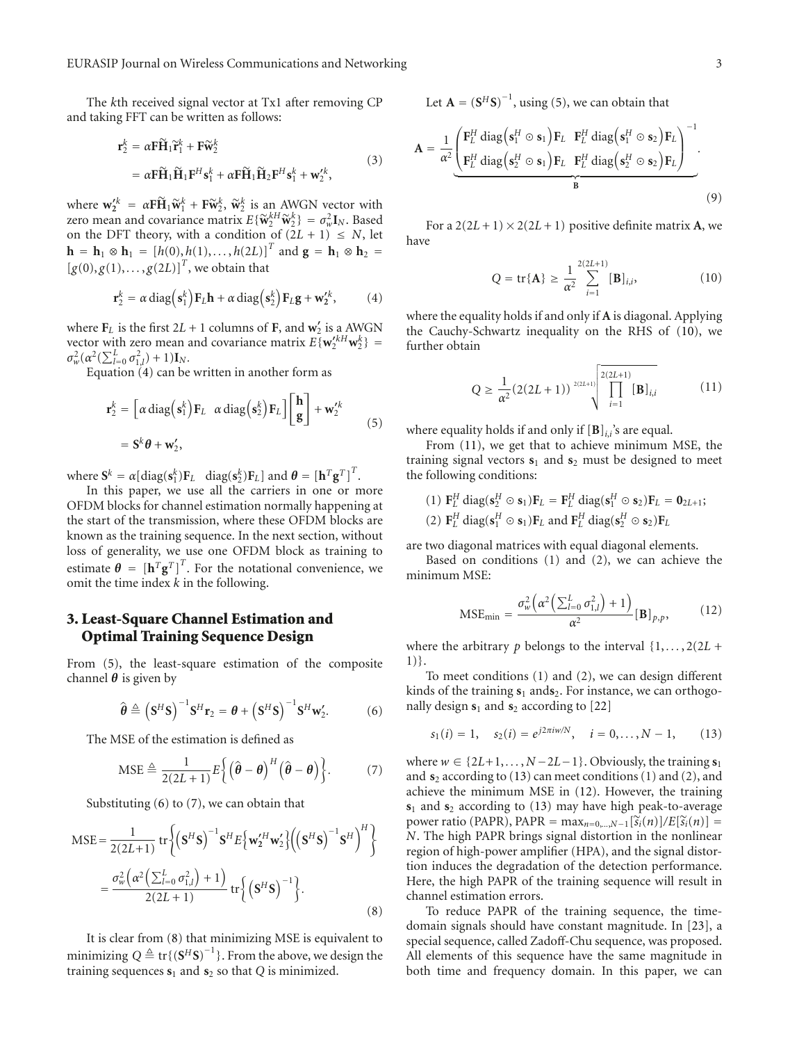The $k$th received signal vector at Tx1 after removing CP and taking FFT can be written as follows:

$$\begin{aligned}\mathbf{r}_2^k &= \alpha \mathbf{F}\widetilde{\mathbf{H}}_1 \widetilde{\mathbf{r}}_1^k + \mathbf{F}\widetilde{\mathbf{w}}_2^k \\ &= \alpha \mathbf{F}\widetilde{\mathbf{H}}_1 \widetilde{\mathbf{H}}_1 \mathbf{F}^H \mathbf{s}_1^k + \alpha \mathbf{F}\widetilde{\mathbf{H}}_1 \widetilde{\mathbf{H}}_2 \mathbf{F}^H \mathbf{s}_1^k + \mathbf{w}_2'^k,\end{aligned} \tag{3}$$

where $\mathbf{w}_2'^k = \alpha \mathbf{F}\widetilde{\mathbf{H}}_1 \widetilde{\mathbf{w}}_1^k + \mathbf{F}\widetilde{\mathbf{w}}_2^k$, $\widetilde{\mathbf{w}}_2^k$ is an AWGN vector with zero mean and covariance matrix $E\{\widetilde{\mathbf{w}}_2^{kH}\widetilde{\mathbf{w}}_2^k\} = \sigma_w^2 \mathbf{I}_N$. Based on the DFT theory, with a condition of $(2L+1) \leq N$, let $\mathbf{h} = \mathbf{h}_1 \otimes \mathbf{h}_1 = [h(0), h(1), \ldots, h(2L)]^T$ and $\mathbf{g} = \mathbf{h}_1 \otimes \mathbf{h}_2 = [g(0), g(1), \ldots, g(2L)]^T$, we obtain that

$$\mathbf{r}_2^k = \alpha \operatorname{diag}\left(\mathbf{s}_1^k\right)\mathbf{F}_L \mathbf{h} + \alpha \operatorname{diag}\left(\mathbf{s}_2^k\right)\mathbf{F}_L \mathbf{g} + \mathbf{w}_2'^k, \tag{4}$$

where $\mathbf{F}_L$ is the first $2L+1$ columns of $\mathbf{F}$, and $\mathbf{w}_2'$ is a AWGN vector with zero mean and covariance matrix $E\{\mathbf{w}_2'^{kH}\mathbf{w}_2^k\} = \sigma_w^2(\alpha^2(\sum_{l=0}^{L}\sigma_{1,l}^2)+1)\mathbf{I}_N$.

Equation (4) can be written in another form as

$$\begin{aligned}\mathbf{r}_2^k &= \left[\alpha \operatorname{diag}\left(\mathbf{s}_1^k\right)\mathbf{F}_L \quad \alpha \operatorname{diag}\left(\mathbf{s}_2^k\right)\mathbf{F}_L\right]\begin{bmatrix}\mathbf{h}\\ \mathbf{g}\end{bmatrix} + \mathbf{w}_2'^k \\ &= \mathbf{S}^k \boldsymbol{\theta} + \mathbf{w}_2',\end{aligned} \tag{5}$$

where $\mathbf{S}^k = \alpha[\operatorname{diag}(\mathbf{s}_1^k)\mathbf{F}_L \quad \operatorname{diag}(\mathbf{s}_2^k)\mathbf{F}_L]$ and $\boldsymbol{\theta} = [\mathbf{h}^T \mathbf{g}^T]^T$.

In this paper, we use all the carriers in one or more OFDM blocks for channel estimation normally happening at the start of the transmission, where these OFDM blocks are known as the training sequence. In the next section, without loss of generality, we use one OFDM block as training to estimate $\boldsymbol{\theta} = [\mathbf{h}^T \mathbf{g}^T]^T$. For the notational convenience, we omit the time index $k$ in the following.

## 3. Least-Square Channel Estimation and Optimal Training Sequence Design

From (5), the least-square estimation of the composite channel $\boldsymbol{\theta}$ is given by

$$\hat{\boldsymbol{\theta}} \triangleq \left(\mathbf{S}^H\mathbf{S}\right)^{-1}\mathbf{S}^H\mathbf{r}_2 = \boldsymbol{\theta} + \left(\mathbf{S}^H\mathbf{S}\right)^{-1}\mathbf{S}^H\mathbf{w}_2'. \tag{6}$$

The MSE of the estimation is defined as

$$\text{MSE} \triangleq \frac{1}{2(2L+1)} E\left\{\left(\hat{\boldsymbol{\theta}} - \boldsymbol{\theta}\right)^H\left(\hat{\boldsymbol{\theta}} - \boldsymbol{\theta}\right)\right\}. \tag{7}$$

Substituting (6) to (7), we can obtain that

$$\begin{aligned}\text{MSE} &= \frac{1}{2(2L+1)} \operatorname{tr}\left\{\left(\mathbf{S}^H\mathbf{S}\right)^{-1}\mathbf{S}^H E\left\{\mathbf{w}_2'^H\mathbf{w}_2'\right\}\left(\left(\mathbf{S}^H\mathbf{S}\right)^{-1}\mathbf{S}^H\right)^H\right\} \\ &= \frac{\sigma_w^2\left(\alpha^2\left(\sum_{l=0}^{L}\sigma_{1,l}^2\right)+1\right)}{2(2L+1)} \operatorname{tr}\left\{\left(\mathbf{S}^H\mathbf{S}\right)^{-1}\right\}.\end{aligned} \tag{8}$$

It is clear from (8) that minimizing MSE is equivalent to minimizing $Q \triangleq \operatorname{tr}\{(\mathbf{S}^H\mathbf{S})^{-1}\}$. From the above, we design the training sequences $\mathbf{s}_1$ and $\mathbf{s}_2$ so that $Q$ is minimized.

Let $\mathbf{A} = (\mathbf{S}^H\mathbf{S})^{-1}$, using (5), we can obtain that

$$\mathbf{A} = \frac{1}{\alpha^2}\underbrace{\begin{pmatrix}\mathbf{F}_L^H \operatorname{diag}\left(\mathbf{s}_1^H \odot \mathbf{s}_1\right)\mathbf{F}_L & \mathbf{F}_L^H \operatorname{diag}\left(\mathbf{s}_1^H \odot \mathbf{s}_2\right)\mathbf{F}_L \\ \mathbf{F}_L^H \operatorname{diag}\left(\mathbf{s}_2^H \odot \mathbf{s}_1\right)\mathbf{F}_L & \mathbf{F}_L^H \operatorname{diag}\left(\mathbf{s}_2^H \odot \mathbf{s}_2\right)\mathbf{F}_L\end{pmatrix}^{-1}}_{\mathbf{B}}. \tag{9}$$

For a $2(2L+1) \times 2(2L+1)$ positive definite matrix $\mathbf{A}$, we have

$$Q = \operatorname{tr}\{\mathbf{A}\} \geq \frac{1}{\alpha^2}\sum_{i=1}^{2(2L+1)}[\mathbf{B}]_{i,i}, \tag{10}$$

where the equality holds if and only if $\mathbf{A}$ is diagonal. Applying the Cauchy-Schwartz inequality on the RHS of (10), we further obtain

$$Q \geq \frac{1}{\alpha^2}(2(2L+1))\sqrt[2(2L+1)]{\prod_{i=1}^{2(2L+1)}[\mathbf{B}]_{i,i}} \tag{11}$$

where equality holds if and only if $[\mathbf{B}]_{i,i}$'s are equal.

From (11), we get that to achieve minimum MSE, the training signal vectors $\mathbf{s}_1$ and $\mathbf{s}_2$ must be designed to meet the following conditions:

(1) $\mathbf{F}_L^H \operatorname{diag}(\mathbf{s}_2^H \odot \mathbf{s}_1)\mathbf{F}_L = \mathbf{F}_L^H \operatorname{diag}(\mathbf{s}_1^H \odot \mathbf{s}_2)\mathbf{F}_L = \mathbf{0}_{2L+1}$;

(2) $\mathbf{F}_L^H \operatorname{diag}(\mathbf{s}_1^H \odot \mathbf{s}_1)\mathbf{F}_L$ and $\mathbf{F}_L^H \operatorname{diag}(\mathbf{s}_2^H \odot \mathbf{s}_2)\mathbf{F}_L$

are two diagonal matrices with equal diagonal elements.

Based on conditions (1) and (2), we can achieve the minimum MSE:

$$\text{MSE}_{\min} = \frac{\sigma_w^2\left(\alpha^2\left(\sum_{l=0}^{L}\sigma_{1,l}^2\right)+1\right)}{\alpha^2}[\mathbf{B}]_{p,p}, \tag{12}$$

where the arbitrary $p$ belongs to the interval $\{1, \ldots, 2(2L+1)\}$.

To meet conditions (1) and (2), we can design different kinds of the training $\mathbf{s}_1$ and $\mathbf{s}_2$. For instance, we can orthogonally design $\mathbf{s}_1$ and $\mathbf{s}_2$ according to [22]

$$s_1(i) = 1, \quad s_2(i) = e^{j2\pi i w/N}, \quad i = 0, \ldots, N-1, \tag{13}$$

where $w \in \{2L+1, \ldots, N-2L-1\}$. Obviously, the training $\mathbf{s}_1$ and $\mathbf{s}_2$ according to (13) can meet conditions (1) and (2), and achieve the minimum MSE in (12). However, the training $\mathbf{s}_1$ and $\mathbf{s}_2$ according to (13) may have high peak-to-average power ratio (PAPR), $\text{PAPR} = \max_{n=0,\ldots,N-1}[\widetilde{s}_i(n)]/E[\widetilde{s}_i(n)] = N$. The high PAPR brings signal distortion in the nonlinear region of high-power amplifier (HPA), and the signal distortion induces the degradation of the detection performance. Here, the high PAPR of the training sequence will result in channel estimation errors.

To reduce PAPR of the training sequence, the time-domain signals should have constant magnitude. In [23], a special sequence, called Zadoff-Chu sequence, was proposed. All elements of this sequence have the same magnitude in both time and frequency domain. In this paper, we can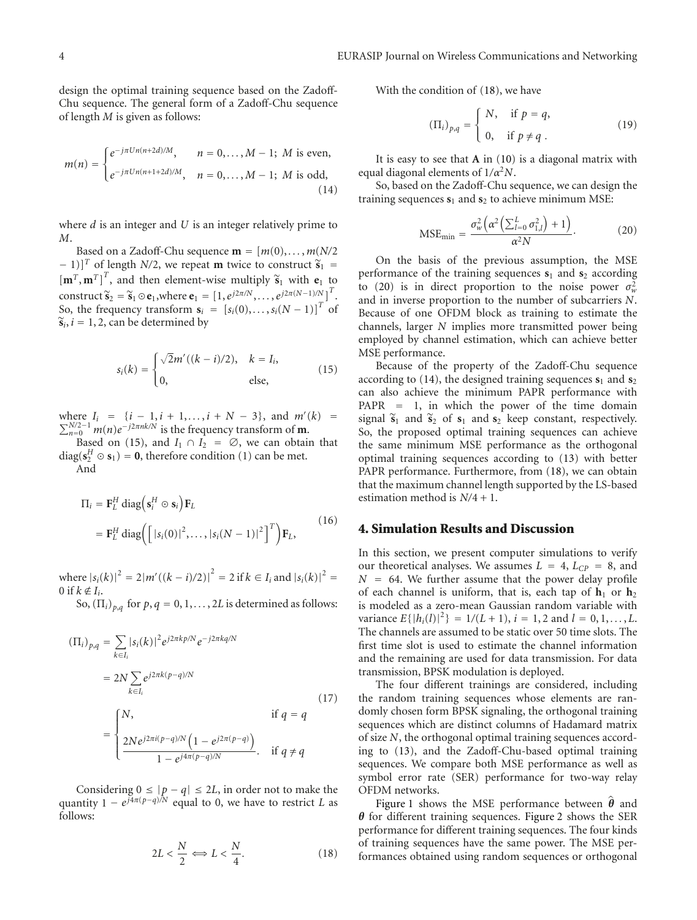design the optimal training sequence based on the Zadoff-Chu sequence. The general form of a Zadoff-Chu sequence of length $M$ is given as follows:

$$m(n) = \begin{cases} e^{-j\pi U n(n+2d)/M}, & n = 0,\ldots,M-1;\ M \text{ is even}, \\ e^{-j\pi U n(n+1+2d)/M}, & n = 0,\ldots,M-1;\ M \text{ is odd}, \end{cases} \tag{14}$$

where $d$ is an integer and $U$ is an integer relatively prime to $M$.

Based on a Zadoff-Chu sequence $\mathbf{m} = [m(0),\ldots,m(N/2-1)]^T$ of length $N/2$, we repeat $\mathbf{m}$ twice to construct $\widetilde{\mathbf{s}}_1 = [\mathbf{m}^T, \mathbf{m}^T]^T$, and then element-wise multiply $\widetilde{\mathbf{s}}_1$ with $\mathbf{e}_1$ to construct $\widetilde{\mathbf{s}}_2 = \widetilde{\mathbf{s}}_1 \odot \mathbf{e}_1$, where $\mathbf{e}_1 = [1, e^{j2\pi/N}, \ldots, e^{j2\pi(N-1)/N}]^T$. So, the frequency transform $\mathbf{s}_i = [s_i(0),\ldots,s_i(N-1)]^T$ of $\widetilde{\mathbf{s}}_i, i = 1,2$, can be determined by

$$s_i(k) = \begin{cases} \sqrt{2}m'((k-i)/2), & k = I_i, \\ 0, & \text{else}, \end{cases} \tag{15}$$

where $I_i = \{i-1, i+1, \ldots, i+N-3\}$, and $m'(k) = \sum_{n=0}^{N/2-1} m(n)e^{-j2\pi nk/N}$ is the frequency transform of $\mathbf{m}$.

Based on (15), and $I_1 \cap I_2 = \emptyset$, we can obtain that $\operatorname{diag}(\mathbf{s}_2^H \odot \mathbf{s}_1) = \mathbf{0}$, therefore condition (1) can be met.

And

$$\begin{aligned} \Pi_i &= \mathbf{F}_L^H \operatorname{diag}\left(\mathbf{s}_i^H \odot \mathbf{s}_i\right)\mathbf{F}_L \\ &= \mathbf{F}_L^H \operatorname{diag}\left(\left[|s_i(0)|^2, \ldots, |s_i(N-1)|^2\right]^T\right)\mathbf{F}_L, \end{aligned} \tag{16}$$

where $|s_i(k)|^2 = 2|m'((k-i)/2)|^2 = 2$ if $k \in I_i$ and $|s_i(k)|^2 = 0$ if $k \notin I_i$.

So, $(\Pi_i)_{p,q}$ for $p, q = 0, 1, \ldots, 2L$ is determined as follows:

$$\begin{aligned} (\Pi_i)_{p,q} &= \sum_{k \in I_i} |s_i(k)|^2 e^{j2\pi kp/N} e^{-j2\pi kq/N} \\ &= 2N \sum_{k \in I_i} e^{j2\pi k(p-q)/N} \\ &= \begin{cases} N, & \text{if } q = q \\ \dfrac{2Ne^{j2\pi i(p-q)/N}\left(1 - e^{j2\pi(p-q)}\right)}{1 - e^{j4\pi(p-q)/N}}. & \text{if } q \neq q \end{cases} \end{aligned} \tag{17}$$

Considering $0 \leq |p-q| \leq 2L$, in order not to make the quantity $1 - e^{j4\pi(p-q)/N}$ equal to 0, we have to restrict $L$ as follows:

$$2L < \frac{N}{2} \Longleftrightarrow L < \frac{N}{4}. \tag{18}$$

With the condition of (18), we have

$$(\Pi_i)_{p,q} = \begin{cases} N, & \text{if } p = q, \\ 0, & \text{if } p \neq q\ . \end{cases} \tag{19}$$

It is easy to see that $\mathbf{A}$ in (10) is a diagonal matrix with equal diagonal elements of $1/\alpha^2 N$.

So, based on the Zadoff-Chu sequence, we can design the training sequences $\mathbf{s}_1$ and $\mathbf{s}_2$ to achieve minimum MSE:

$$\text{MSE}_{\min} = \frac{\sigma_w^2\left(\alpha^2\left(\sum_{l=0}^{L}\sigma_{1,l}^2\right) + 1\right)}{\alpha^2 N}. \tag{20}$$

On the basis of the previous assumption, the MSE performance of the training sequences $\mathbf{s}_1$ and $\mathbf{s}_2$ according to (20) is in direct proportion to the noise power $\sigma_w^2$ and in inverse proportion to the number of subcarriers $N$. Because of one OFDM block as training to estimate the channels, larger $N$ implies more transmitted power being employed by channel estimation, which can achieve better MSE performance.

Because of the property of the Zadoff-Chu sequence according to (14), the designed training sequences $\mathbf{s}_1$ and $\mathbf{s}_2$ can also achieve the minimum PAPR performance with PAPR = 1, in which the power of the time domain signal $\widetilde{\mathbf{s}}_1$ and $\widetilde{\mathbf{s}}_2$ of $\mathbf{s}_1$ and $\mathbf{s}_2$ keep constant, respectively. So, the proposed optimal training sequences can achieve the same minimum MSE performance as the orthogonal optimal training sequences according to (13) with better PAPR performance. Furthermore, from (18), we can obtain that the maximum channel length supported by the LS-based estimation method is $N/4 + 1$.

## 4. Simulation Results and Discussion

In this section, we present computer simulations to verify our theoretical analyses. We assumes $L = 4$, $L_{CP} = 8$, and $N = 64$. We further assume that the power delay profile of each channel is uniform, that is, each tap of $\mathbf{h}_1$ or $\mathbf{h}_2$ is modeled as a zero-mean Gaussian random variable with variance $E\{|h_i(l)|^2\} = 1/(L+1)$, $i = 1, 2$ and $l = 0, 1, \ldots, L$. The channels are assumed to be static over 50 time slots. The first time slot is used to estimate the channel information and the remaining are used for data transmission. For data transmission, BPSK modulation is deployed.

The four different trainings are considered, including the random training sequences whose elements are randomly chosen form BPSK signaling, the orthogonal training sequences which are distinct columns of Hadamard matrix of size $N$, the orthogonal optimal training sequences according to (13), and the Zadoff-Chu-based optimal training sequences. We compare both MSE performance as well as symbol error rate (SER) performance for two-way relay OFDM networks.

Figure 1 shows the MSE performance between $\hat{\boldsymbol{\theta}}$ and $\boldsymbol{\theta}$ for different training sequences. Figure 2 shows the SER performance for different training sequences. The four kinds of training sequences have the same power. The MSE performances obtained using random sequences or orthogonal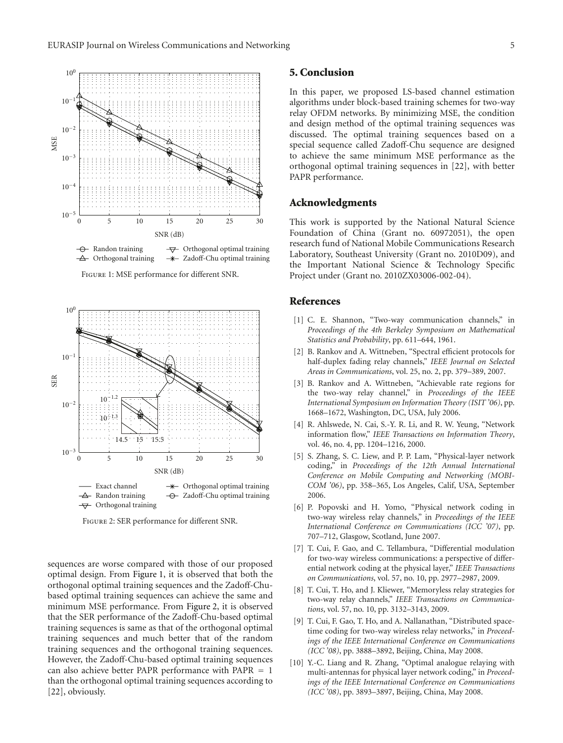Figure 1: MSE performance for different SNR.

Figure 2: SER performance for different SNR.

sequences are worse compared with those of our proposed optimal design. From Figure 1, it is observed that both the orthogonal optimal training sequences and the Zadoff-Chu-based optimal training sequences can achieve the same and minimum MSE performance. From Figure 2, it is observed that the SER performance of the Zadoff-Chu-based optimal training sequences is same as that of the orthogonal optimal training sequences and much better that of the random training sequences and the orthogonal training sequences. However, the Zadoff-Chu-based optimal training sequences can also achieve better PAPR performance with PAPR = 1 than the orthogonal optimal training sequences according to [22], obviously.

## 5. Conclusion

In this paper, we proposed LS-based channel estimation algorithms under block-based training schemes for two-way relay OFDM networks. By minimizing MSE, the condition and design method of the optimal training sequences was discussed. The optimal training sequences based on a special sequence called Zadoff-Chu sequence are designed to achieve the same minimum MSE performance as the orthogonal optimal training sequences in [22], with better PAPR performance.

## Acknowledgments

This work is supported by the National Natural Science Foundation of China (Grant no. 60972051), the open research fund of National Mobile Communications Research Laboratory, Southeast University (Grant no. 2010D09), and the Important National Science & Technology Specific Project under (Grant no. 2010ZX03006-002-04).

## References

[1] C. E. Shannon, "Two-way communication channels," in *Proceedings of the 4th Berkeley Symposium on Mathematical Statistics and Probability*, pp. 611–644, 1961.

[2] B. Rankov and A. Wittneben, "Spectral efficient protocols for half-duplex fading relay channels," *IEEE Journal on Selected Areas in Communications*, vol. 25, no. 2, pp. 379–389, 2007.

[3] B. Rankov and A. Wittneben, "Achievable rate regions for the two-way relay channel," in *Proceedings of the IEEE International Symposium on Information Theory (ISIT '06)*, pp. 1668–1672, Washington, DC, USA, July 2006.

[4] R. Ahlswede, N. Cai, S.-Y. R. Li, and R. W. Yeung, "Network information flow," *IEEE Transactions on Information Theory*, vol. 46, no. 4, pp. 1204–1216, 2000.

[5] S. Zhang, S. C. Liew, and P. P. Lam, "Physical-layer network coding," in *Proceedings of the 12th Annual International Conference on Mobile Computing and Networking (MOBICOM '06)*, pp. 358–365, Los Angeles, Calif, USA, September 2006.

[6] P. Popovski and H. Yomo, "Physical network coding in two-way wireless relay channels," in *Proceedings of the IEEE International Conference on Communications (ICC '07)*, pp. 707–712, Glasgow, Scotland, June 2007.

[7] T. Cui, F. Gao, and C. Tellambura, "Differential modulation for two-way wireless communications: a perspective of differential network coding at the physical layer," *IEEE Transactions on Communications*, vol. 57, no. 10, pp. 2977–2987, 2009.

[8] T. Cui, T. Ho, and J. Kliewer, "Memoryless relay strategies for two-way relay channels," *IEEE Transactions on Communications*, vol. 57, no. 10, pp. 3132–3143, 2009.

[9] T. Cui, F. Gao, T. Ho, and A. Nallanathan, "Distributed space-time coding for two-way wireless relay networks," in *Proceedings of the IEEE International Conference on Communications (ICC '08)*, pp. 3888–3892, Beijing, China, May 2008.

[10] Y.-C. Liang and R. Zhang, "Optimal analogue relaying with multi-antennas for physical layer network coding," in *Proceedings of the IEEE International Conference on Communications (ICC '08)*, pp. 3893–3897, Beijing, China, May 2008.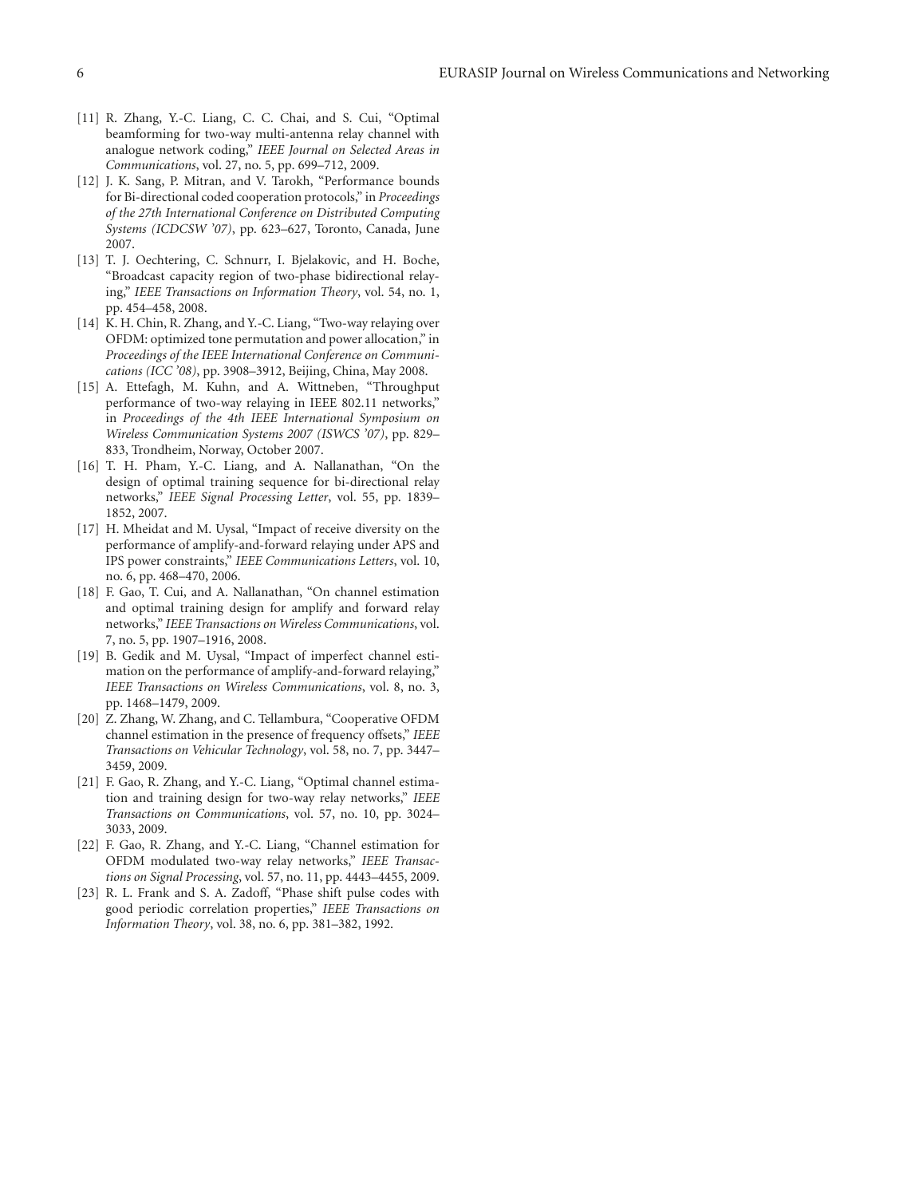[11] R. Zhang, Y.-C. Liang, C. C. Chai, and S. Cui, "Optimal beamforming for two-way multi-antenna relay channel with analogue network coding," *IEEE Journal on Selected Areas in Communications*, vol. 27, no. 5, pp. 699–712, 2009.

[12] J. K. Sang, P. Mitran, and V. Tarokh, "Performance bounds for Bi-directional coded cooperation protocols," in *Proceedings of the 27th International Conference on Distributed Computing Systems (ICDCSW '07)*, pp. 623–627, Toronto, Canada, June 2007.

[13] T. J. Oechtering, C. Schnurr, I. Bjelakovic, and H. Boche, "Broadcast capacity region of two-phase bidirectional relaying," *IEEE Transactions on Information Theory*, vol. 54, no. 1, pp. 454–458, 2008.

[14] K. H. Chin, R. Zhang, and Y.-C. Liang, "Two-way relaying over OFDM: optimized tone permutation and power allocation," in *Proceedings of the IEEE International Conference on Communications (ICC '08)*, pp. 3908–3912, Beijing, China, May 2008.

[15] A. Ettefagh, M. Kuhn, and A. Wittneben, "Throughput performance of two-way relaying in IEEE 802.11 networks," in *Proceedings of the 4th IEEE International Symposium on Wireless Communication Systems 2007 (ISWCS '07)*, pp. 829–833, Trondheim, Norway, October 2007.

[16] T. H. Pham, Y.-C. Liang, and A. Nallanathan, "On the design of optimal training sequence for bi-directional relay networks," *IEEE Signal Processing Letter*, vol. 55, pp. 1839–1852, 2007.

[17] H. Mheidat and M. Uysal, "Impact of receive diversity on the performance of amplify-and-forward relaying under APS and IPS power constraints," *IEEE Communications Letters*, vol. 10, no. 6, pp. 468–470, 2006.

[18] F. Gao, T. Cui, and A. Nallanathan, "On channel estimation and optimal training design for amplify and forward relay networks," *IEEE Transactions on Wireless Communications*, vol. 7, no. 5, pp. 1907–1916, 2008.

[19] B. Gedik and M. Uysal, "Impact of imperfect channel estimation on the performance of amplify-and-forward relaying," *IEEE Transactions on Wireless Communications*, vol. 8, no. 3, pp. 1468–1479, 2009.

[20] Z. Zhang, W. Zhang, and C. Tellambura, "Cooperative OFDM channel estimation in the presence of frequency offsets," *IEEE Transactions on Vehicular Technology*, vol. 58, no. 7, pp. 3447–3459, 2009.

[21] F. Gao, R. Zhang, and Y.-C. Liang, "Optimal channel estimation and training design for two-way relay networks," *IEEE Transactions on Communications*, vol. 57, no. 10, pp. 3024–3033, 2009.

[22] F. Gao, R. Zhang, and Y.-C. Liang, "Channel estimation for OFDM modulated two-way relay networks," *IEEE Transactions on Signal Processing*, vol. 57, no. 11, pp. 4443–4455, 2009.

[23] R. L. Frank and S. A. Zadoff, "Phase shift pulse codes with good periodic correlation properties," *IEEE Transactions on Information Theory*, vol. 38, no. 6, pp. 381–382, 1992.